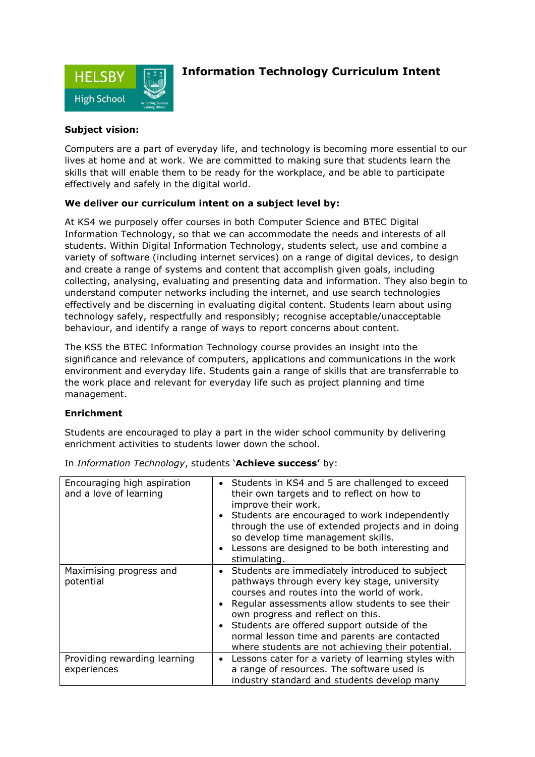# Information Technology Curriculum Intent

**Subject vision:**

Computers are a part of everyday life, and technology is becoming more essential to our lives at home and at work. We are committed to making sure that students learn the skills that will enable them to be ready for the workplace, and be able to participate effectively and safely in the digital world.

**We deliver our curriculum intent on a subject level by:**

At KS4 we purposely offer courses in both Computer Science and BTEC Digital Information Technology, so that we can accommodate the needs and interests of all students. Within Digital Information Technology, students select, use and combine a variety of software (including internet services) on a range of digital devices, to design and create a range of systems and content that accomplish given goals, including collecting, analysing, evaluating and presenting data and information. They also begin to understand computer networks including the internet, and use search technologies effectively and be discerning in evaluating digital content. Students learn about using technology safely, respectfully and responsibly; recognise acceptable/unacceptable behaviour, and identify a range of ways to report concerns about content.

The KS5 the BTEC Information Technology course provides an insight into the significance and relevance of computers, applications and communications in the work environment and everyday life. Students gain a range of skills that are transferrable to the work place and relevant for everyday life such as project planning and time management.

**Enrichment**

Students are encouraged to play a part in the wider school community by delivering enrichment activities to students lower down the school.

In *Information Technology*, students '**Achieve success'** by:

| | |
|---|---|
| Encouraging high aspiration and a love of learning | • Students in KS4 and 5 are challenged to exceed their own targets and to reflect on how to improve their work.<br>• Students are encouraged to work independently through the use of extended projects and in doing so develop time management skills.<br>• Lessons are designed to be both interesting and stimulating. |
| Maximising progress and potential | • Students are immediately introduced to subject pathways through every key stage, university courses and routes into the world of work.<br>• Regular assessments allow students to see their own progress and reflect on this.<br>• Students are offered support outside of the normal lesson time and parents are contacted where students are not achieving their potential. |
| Providing rewarding learning experiences | • Lessons cater for a variety of learning styles with a range of resources. The software used is industry standard and students develop many |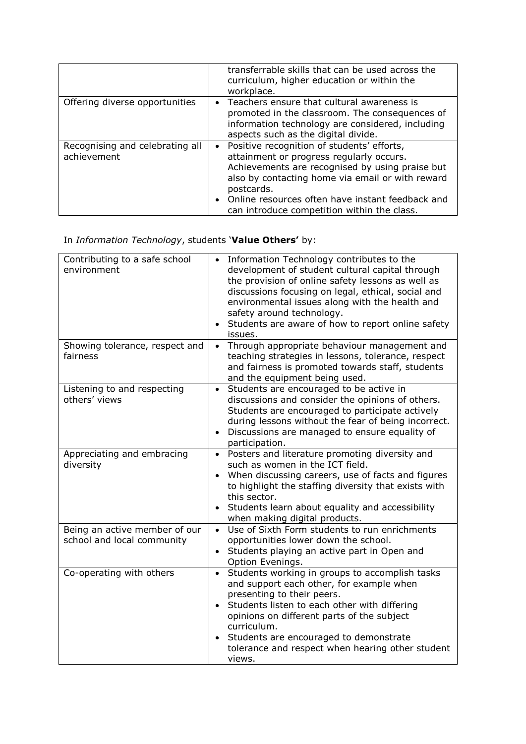| | |
|---|---|
| | transferrable skills that can be used across the curriculum, higher education or within the workplace. |
| Offering diverse opportunities | • Teachers ensure that cultural awareness is promoted in the classroom. The consequences of information technology are considered, including aspects such as the digital divide. |
| Recognising and celebrating all achievement | • Positive recognition of students' efforts, attainment or progress regularly occurs. Achievements are recognised by using praise but also by contacting home via email or with reward postcards.<br>• Online resources often have instant feedback and can introduce competition within the class. |

In *Information Technology*, students '**Value Others'** by:

| | |
|---|---|
| Contributing to a safe school environment | • Information Technology contributes to the development of student cultural capital through the provision of online safety lessons as well as discussions focusing on legal, ethical, social and environmental issues along with the health and safety around technology.<br>• Students are aware of how to report online safety issues. |
| Showing tolerance, respect and fairness | • Through appropriate behaviour management and teaching strategies in lessons, tolerance, respect and fairness is promoted towards staff, students and the equipment being used. |
| Listening to and respecting others' views | • Students are encouraged to be active in discussions and consider the opinions of others. Students are encouraged to participate actively during lessons without the fear of being incorrect.<br>• Discussions are managed to ensure equality of participation. |
| Appreciating and embracing diversity | • Posters and literature promoting diversity and such as women in the ICT field.<br>• When discussing careers, use of facts and figures to highlight the staffing diversity that exists with this sector.<br>• Students learn about equality and accessibility when making digital products. |
| Being an active member of our school and local community | • Use of Sixth Form students to run enrichments opportunities lower down the school.<br>• Students playing an active part in Open and Option Evenings. |
| Co-operating with others | • Students working in groups to accomplish tasks and support each other, for example when presenting to their peers.<br>• Students listen to each other with differing opinions on different parts of the subject curriculum.<br>• Students are encouraged to demonstrate tolerance and respect when hearing other student views. |